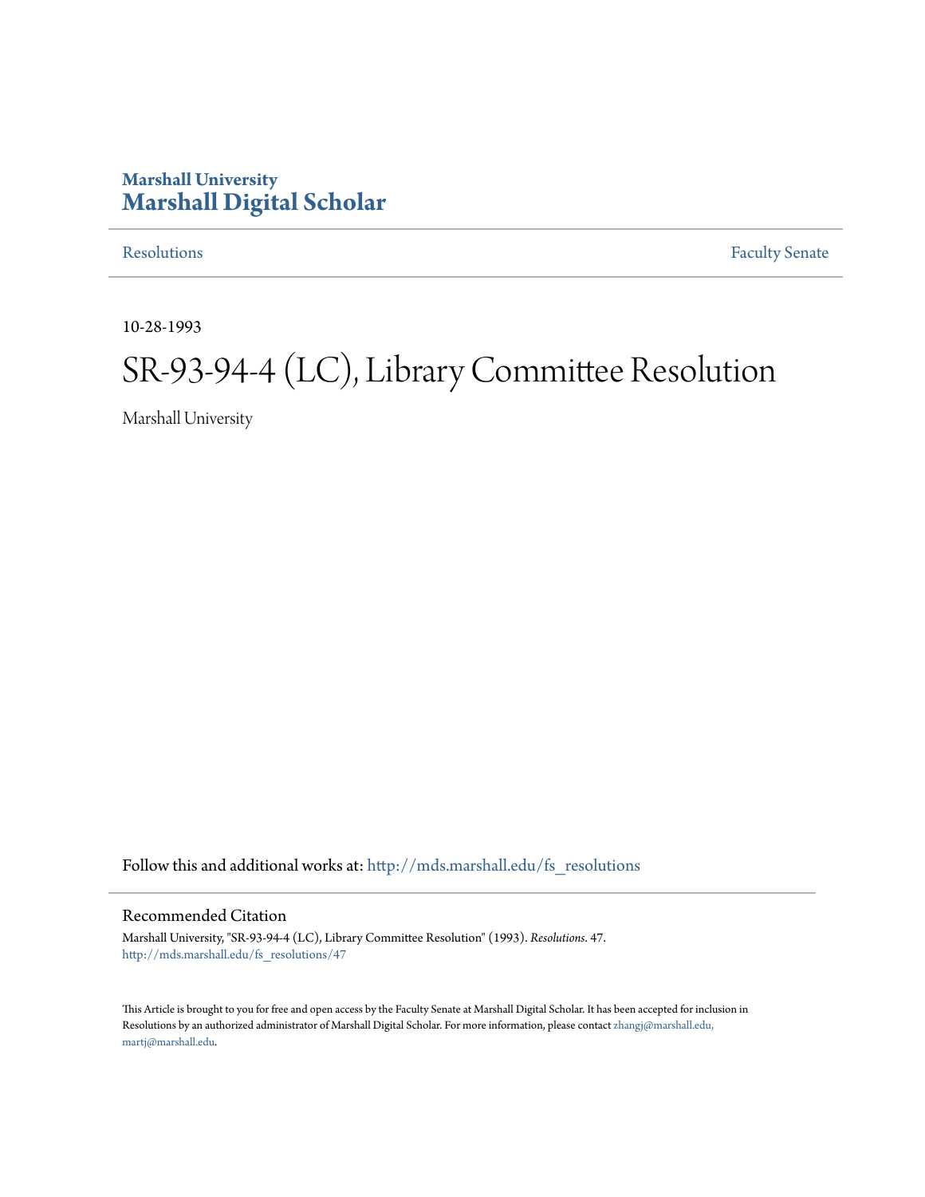Marshall University

**Marshall Digital Scholar**

Resolutions | Faculty Senate

10-28-1993

# SR-93-94-4 (LC), Library Committee Resolution

Marshall University

Follow this and additional works at: http://mds.marshall.edu/fs_resolutions

## Recommended Citation

Marshall University, "SR-93-94-4 (LC), Library Committee Resolution" (1993). *Resolutions*. 47.
http://mds.marshall.edu/fs_resolutions/47

This Article is brought to you for free and open access by the Faculty Senate at Marshall Digital Scholar. It has been accepted for inclusion in Resolutions by an authorized administrator of Marshall Digital Scholar. For more information, please contact zhangj@marshall.edu, martj@marshall.edu.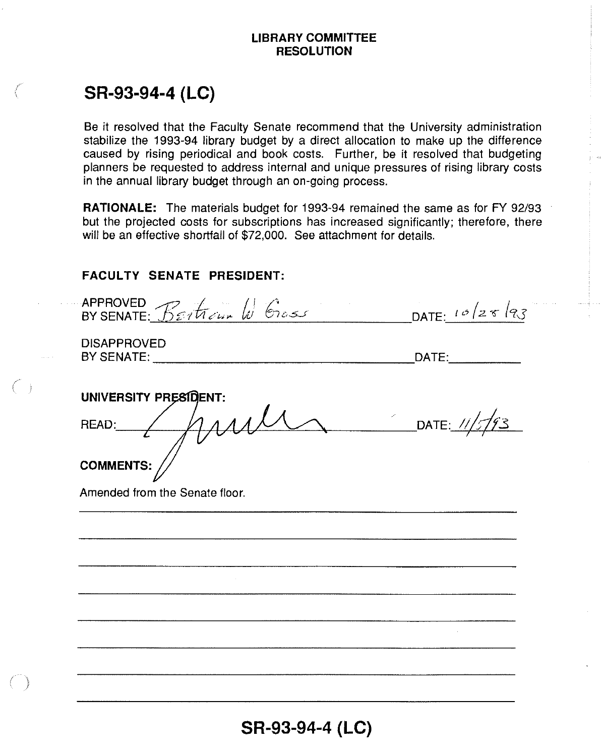**LIBRARY COMMITTEE**
**RESOLUTION**

# SR-93-94-4 (LC)

Be it resolved that the Faculty Senate recommend that the University administration stabilize the 1993-94 library budget by a direct allocation to make up the difference caused by rising periodical and book costs. Further, be it resolved that budgeting planners be requested to address internal and unique pressures of rising library costs in the annual library budget through an on-going process.

**RATIONALE:** The materials budget for 1993-94 remained the same as for FY 92/93 but the projected costs for subscriptions has increased significantly; therefore, there will be an effective shortfall of $72,000. See attachment for details.

**FACULTY SENATE PRESIDENT:**

APPROVED BY SENATE: Bertram W Gross DATE: 10/28/93

DISAPPROVED BY SENATE: \_\_\_\_\_\_\_\_\_\_ DATE: \_\_\_\_\_\_\_\_\_\_

**UNIVERSITY PRESIDENT:**

READ: [signature] DATE: 11/5/93

**COMMENTS:**

Amended from the Senate floor.

# SR-93-94-4 (LC)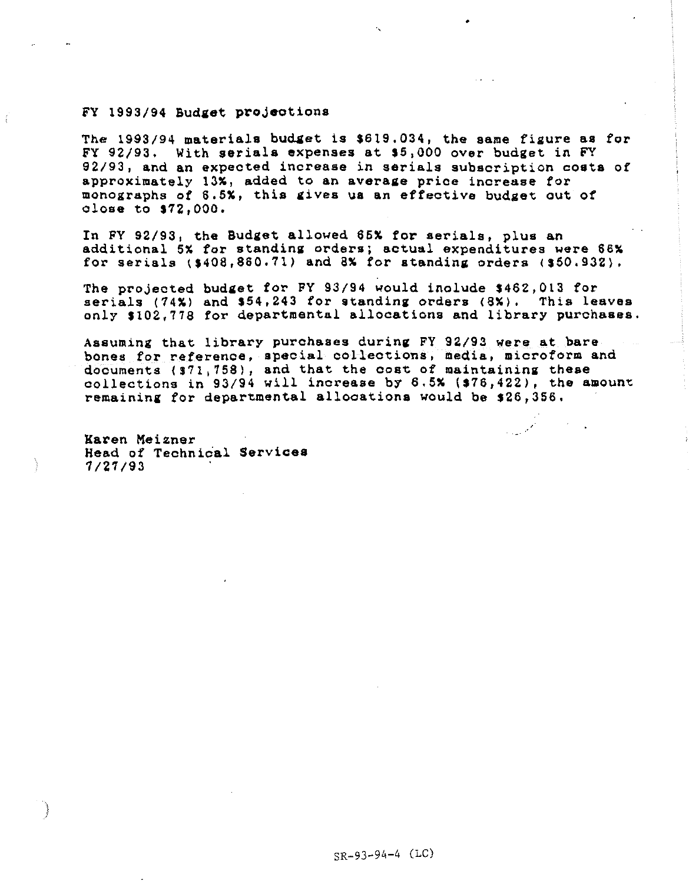FY 1993/94 Budget projections

The 1993/94 materials budget is $619.034, the same figure as for FY 92/93. With serials expenses at $5,000 over budget in FY 92/93, and an expected increase in serials subscription costs of approximately 13%, added to an average price increase for monographs of 6.5%, this gives us an effective budget out of close to $72,000.

In FY 92/93, the Budget allowed 65% for serials, plus an additional 5% for standing orders; actual expenditures were 66% for serials ($408,860.71) and 8% for standing orders ($50.932).

The projected budget for FY 93/94 would include $462,013 for serials (74%) and $54,243 for standing orders (8%). This leaves only $102,778 for departmental allocations and library purchases.

Assuming that library purchases during FY 92/93 were at bare bones for reference, special collections, media, microform and documents ($71,758), and that the cost of maintaining these collections in 93/94 will increase by 6.5% ($76,422), the amount remaining for departmental allocations would be $26,356.

Karen Meizner
Head of Technical Services
7/27/93

SR-93-94-4 (LC)